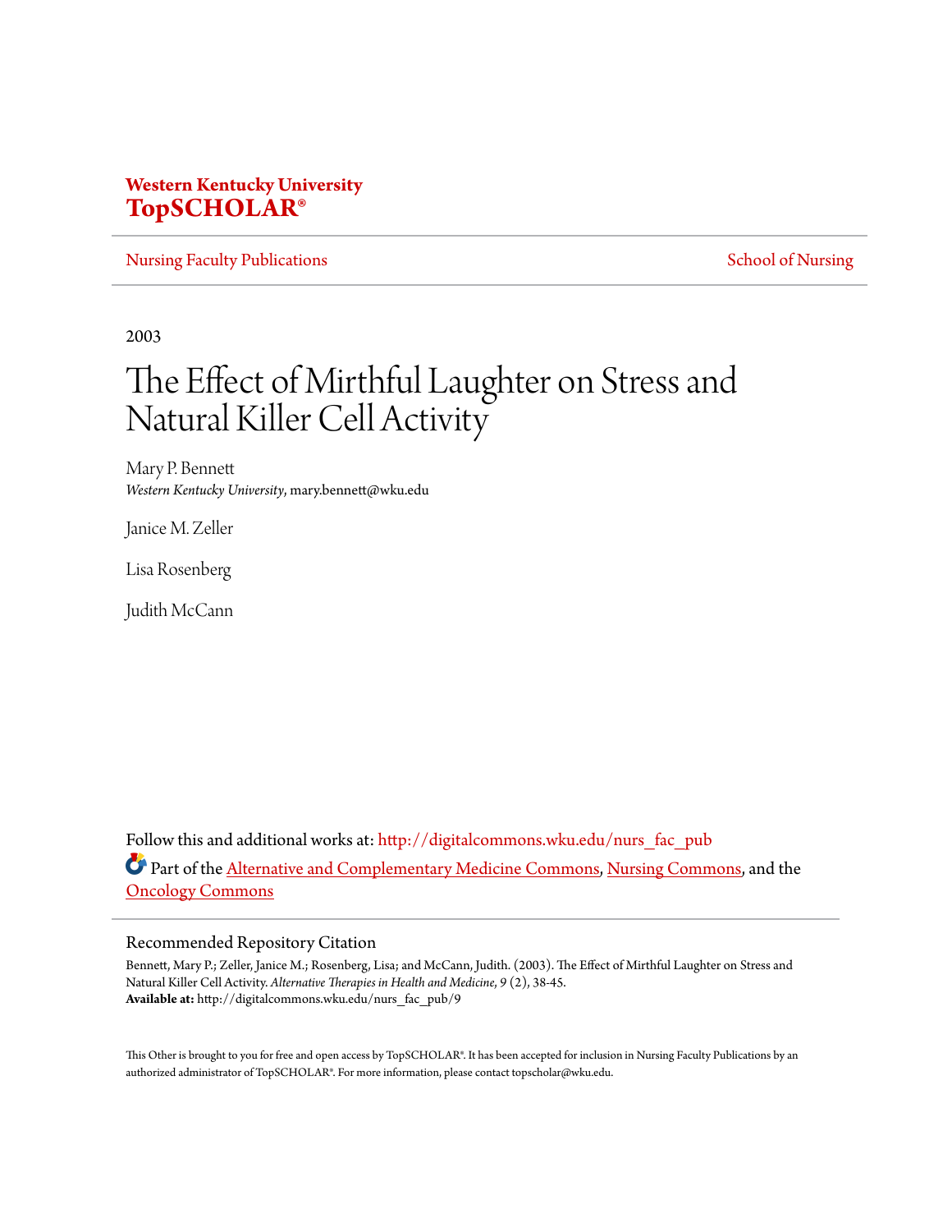**Western Kentucky University**
**TopSCHOLAR®**

Nursing Faculty Publications | School of Nursing

2003

# The Effect of Mirthful Laughter on Stress and Natural Killer Cell Activity

Mary P. Bennett
*Western Kentucky University*, mary.bennett@wku.edu

Janice M. Zeller

Lisa Rosenberg

Judith McCann

Follow this and additional works at: http://digitalcommons.wku.edu/nurs_fac_pub

Part of the Alternative and Complementary Medicine Commons, Nursing Commons, and the Oncology Commons

## Recommended Repository Citation

Bennett, Mary P.; Zeller, Janice M.; Rosenberg, Lisa; and McCann, Judith. (2003). The Effect of Mirthful Laughter on Stress and Natural Killer Cell Activity. *Alternative Therapies in Health and Medicine*, *9* (2), 38-45.
**Available at:** http://digitalcommons.wku.edu/nurs_fac_pub/9

This Other is brought to you for free and open access by TopSCHOLAR®. It has been accepted for inclusion in Nursing Faculty Publications by an authorized administrator of TopSCHOLAR®. For more information, please contact topscholar@wku.edu.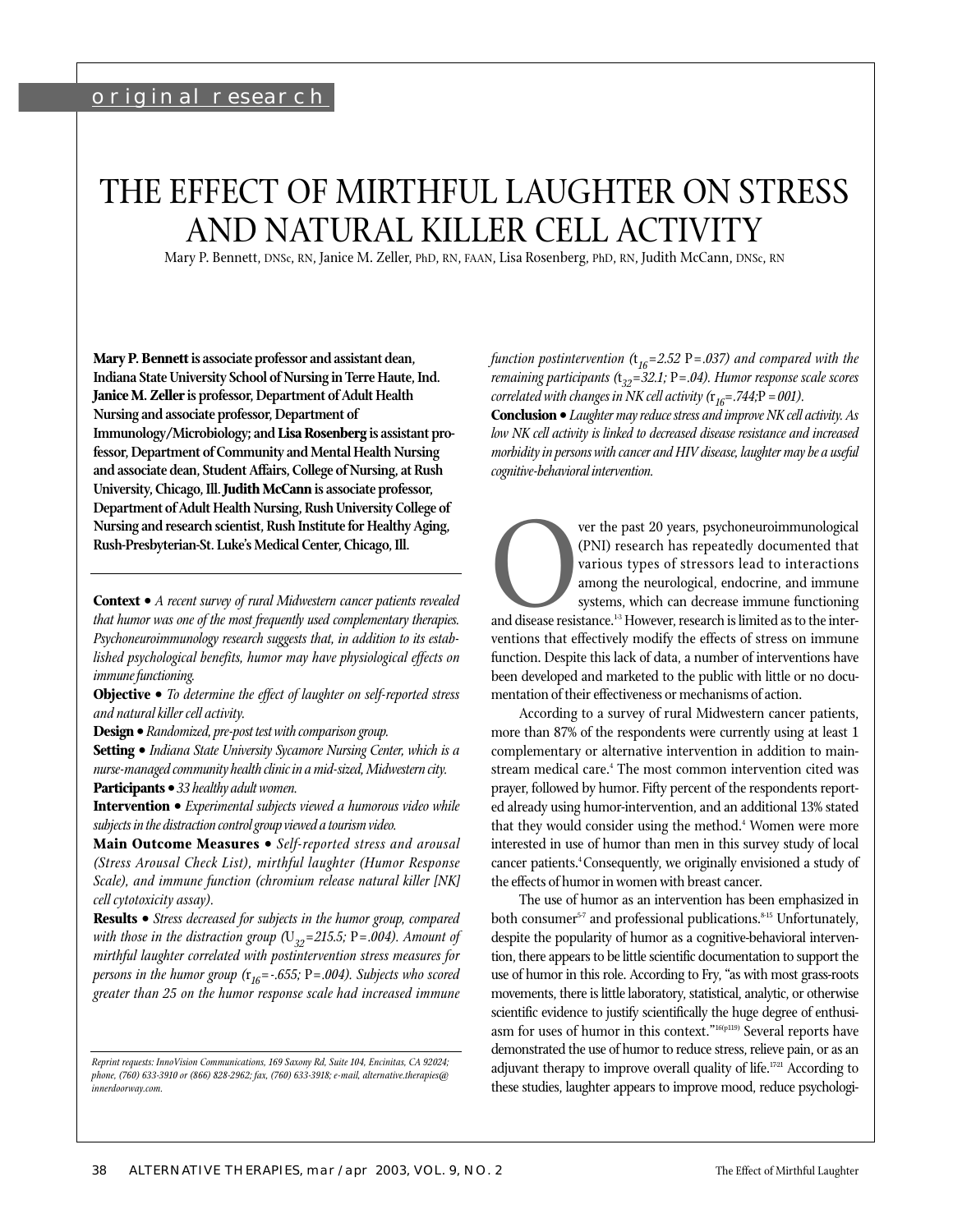original research

# THE EFFECT OF MIRTHFUL LAUGHTER ON STRESS AND NATURAL KILLER CELL ACTIVITY

Mary P. Bennett, DNSc, RN, Janice M. Zeller, PhD, RN, FAAN, Lisa Rosenberg, PhD, RN, Judith McCann, DNSc, RN

**Mary P. Bennett is associate professor and assistant dean, Indiana State University School of Nursing in Terre Haute, Ind. Janice M. Zeller is professor, Department of Adult Health Nursing and associate professor, Department of Immunology/Microbiology; and Lisa Rosenberg is assistant professor, Department of Community and Mental Health Nursing and associate dean, Student Affairs, College of Nursing, at Rush University, Chicago, Ill. Judith McCann is associate professor, Department of Adult Health Nursing, Rush University College of Nursing and research scientist, Rush Institute for Healthy Aging, Rush-Presbyterian-St. Luke's Medical Center, Chicago, Ill.**

**Context •** *A recent survey of rural Midwestern cancer patients revealed that humor was one of the most frequently used complementary therapies. Psychoneuroimmunology research suggests that, in addition to its established psychological benefits, humor may have physiological effects on immune functioning.*

**Objective •** *To determine the effect of laughter on self-reported stress and natural killer cell activity.*

**Design •** *Randomized, pre-post test with comparison group.*

**Setting •** *Indiana State University Sycamore Nursing Center, which is a nurse-managed community health clinic in a mid-sized, Midwestern city.*

**Participants •** *33 healthy adult women.*

**Intervention •** *Experimental subjects viewed a humorous video while subjects in the distraction control group viewed a tourism video.*

**Main Outcome Measures •** *Self-reported stress and arousal (Stress Arousal Check List), mirthful laughter (Humor Response Scale), and immune function (chromium release natural killer [NK] cell cytotoxicity assay).*

**Results •** *Stress decreased for subjects in the humor group, compared with those in the distraction group ($U_{32}=215.5$; $P=.004$). Amount of mirthful laughter correlated with postintervention stress measures for persons in the humor group ($r_{16}=-.655$; $P=.004$). Subjects who scored greater than 25 on the humor response scale had increased immune function postintervention ($t_{16}=2.52$ $P=.037$) and compared with the remaining participants ($t_{32}=32.1$; $P=.04$). Humor response scale scores correlated with changes in NK cell activity ($r_{16}=.744$; $P=001$).*

**Conclusion •** *Laughter may reduce stress and improve NK cell activity. As low NK cell activity is linked to decreased disease resistance and increased morbidity in persons with cancer and HIV disease, laughter may be a useful cognitive-behavioral intervention.*

*Reprint requests: InnoVision Communications, 169 Saxony Rd, Suite 104, Encinitas, CA 92024; phone, (760) 633-3910 or (866) 828-2962; fax, (760) 633-3918; e-mail, alternative.therapies@innerdoorway.com.*

Over the past 20 years, psychoneuroimmunological (PNI) research has repeatedly documented that various types of stressors lead to interactions among the neurological, endocrine, and immune systems, which can decrease immune functioning and disease resistance.[1-3] However, research is limited as to the interventions that effectively modify the effects of stress on immune function. Despite this lack of data, a number of interventions have been developed and marketed to the public with little or no documentation of their effectiveness or mechanisms of action.

According to a survey of rural Midwestern cancer patients, more than 87% of the respondents were currently using at least 1 complementary or alternative intervention in addition to mainstream medical care.[4] The most common intervention cited was prayer, followed by humor. Fifty percent of the respondents reported already using humor-intervention, and an additional 13% stated that they would consider using the method.[4] Women were more interested in use of humor than men in this survey study of local cancer patients.[4] Consequently, we originally envisioned a study of the effects of humor in women with breast cancer.

The use of humor as an intervention has been emphasized in both consumer[5-7] and professional publications.[8-15] Unfortunately, despite the popularity of humor as a cognitive-behavioral intervention, there appears to be little scientific documentation to support the use of humor in this role. According to Fry, "as with most grass-roots movements, there is little laboratory, statistical, analytic, or otherwise scientific evidence to justify scientifically the huge degree of enthusiasm for uses of humor in this context."[16(p119)] Several reports have demonstrated the use of humor to reduce stress, relieve pain, or as an adjuvant therapy to improve overall quality of life.[17-21] According to these studies, laughter appears to improve mood, reduce psychologi-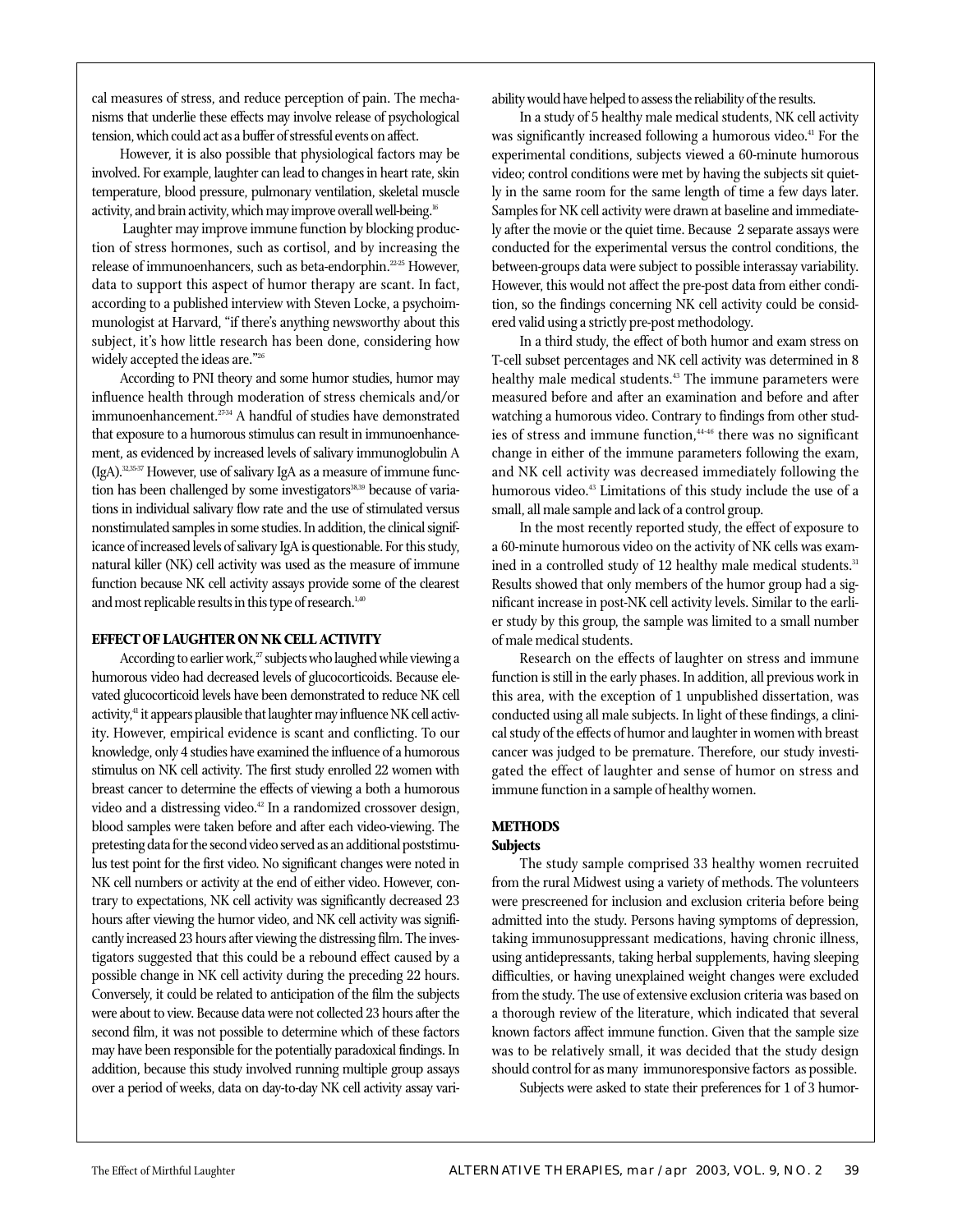cal measures of stress, and reduce perception of pain. The mechanisms that underlie these effects may involve release of psychological tension, which could act as a buffer of stressful events on affect.

However, it is also possible that physiological factors may be involved. For example, laughter can lead to changes in heart rate, skin temperature, blood pressure, pulmonary ventilation, skeletal muscle activity, and brain activity, which may improve overall well-being.[16]

Laughter may improve immune function by blocking production of stress hormones, such as cortisol, and by increasing the release of immunoenhancers, such as beta-endorphin.[22-25] However, data to support this aspect of humor therapy are scant. In fact, according to a published interview with Steven Locke, a psychoimmunologist at Harvard, "if there's anything newsworthy about this subject, it's how little research has been done, considering how widely accepted the ideas are."[26]

According to PNI theory and some humor studies, humor may influence health through moderation of stress chemicals and/or immunoenhancement.[27-34] A handful of studies have demonstrated that exposure to a humorous stimulus can result in immunoenhancement, as evidenced by increased levels of salivary immunoglobulin A (IgA).[32,35-37] However, use of salivary IgA as a measure of immune function has been challenged by some investigators[38,39] because of variations in individual salivary flow rate and the use of stimulated versus nonstimulated samples in some studies. In addition, the clinical significance of increased levels of salivary IgA is questionable. For this study, natural killer (NK) cell activity was used as the measure of immune function because NK cell activity assays provide some of the clearest and most replicable results in this type of research.[1,40]

## EFFECT OF LAUGHTER ON NK CELL ACTIVITY

According to earlier work,[27] subjects who laughed while viewing a humorous video had decreased levels of glucocorticoids. Because elevated glucocorticoid levels have been demonstrated to reduce NK cell activity,[41] it appears plausible that laughter may influence NK cell activity. However, empirical evidence is scant and conflicting. To our knowledge, only 4 studies have examined the influence of a humorous stimulus on NK cell activity. The first study enrolled 22 women with breast cancer to determine the effects of viewing a both a humorous video and a distressing video.[42] In a randomized crossover design, blood samples were taken before and after each video-viewing. The pretesting data for the second video served as an additional poststimulus test point for the first video. No significant changes were noted in NK cell numbers or activity at the end of either video. However, contrary to expectations, NK cell activity was significantly decreased 23 hours after viewing the humor video, and NK cell activity was significantly increased 23 hours after viewing the distressing film. The investigators suggested that this could be a rebound effect caused by a possible change in NK cell activity during the preceding 22 hours. Conversely, it could be related to anticipation of the film the subjects were about to view. Because data were not collected 23 hours after the second film, it was not possible to determine which of these factors may have been responsible for the potentially paradoxical findings. In addition, because this study involved running multiple group assays over a period of weeks, data on day-to-day NK cell activity assay variability would have helped to assess the reliability of the results.

In a study of 5 healthy male medical students, NK cell activity was significantly increased following a humorous video.[41] For the experimental conditions, subjects viewed a 60-minute humorous video; control conditions were met by having the subjects sit quietly in the same room for the same length of time a few days later. Samples for NK cell activity were drawn at baseline and immediately after the movie or the quiet time. Because 2 separate assays were conducted for the experimental versus the control conditions, the between-groups data were subject to possible interassay variability. However, this would not affect the pre-post data from either condition, so the findings concerning NK cell activity could be considered valid using a strictly pre-post methodology.

In a third study, the effect of both humor and exam stress on T-cell subset percentages and NK cell activity was determined in 8 healthy male medical students.[43] The immune parameters were measured before and after an examination and before and after watching a humorous video. Contrary to findings from other studies of stress and immune function,[44-46] there was no significant change in either of the immune parameters following the exam, and NK cell activity was decreased immediately following the humorous video.[43] Limitations of this study include the use of a small, all male sample and lack of a control group.

In the most recently reported study, the effect of exposure to a 60-minute humorous video on the activity of NK cells was examined in a controlled study of 12 healthy male medical students.[31] Results showed that only members of the humor group had a significant increase in post-NK cell activity levels. Similar to the earlier study by this group, the sample was limited to a small number of male medical students.

Research on the effects of laughter on stress and immune function is still in the early phases. In addition, all previous work in this area, with the exception of 1 unpublished dissertation, was conducted using all male subjects. In light of these findings, a clinical study of the effects of humor and laughter in women with breast cancer was judged to be premature. Therefore, our study investigated the effect of laughter and sense of humor on stress and immune function in a sample of healthy women.

## METHODS

### Subjects

The study sample comprised 33 healthy women recruited from the rural Midwest using a variety of methods. The volunteers were prescreened for inclusion and exclusion criteria before being admitted into the study. Persons having symptoms of depression, taking immunosuppressant medications, having chronic illness, using antidepressants, taking herbal supplements, having sleeping difficulties, or having unexplained weight changes were excluded from the study. The use of extensive exclusion criteria was based on a thorough review of the literature, which indicated that several known factors affect immune function. Given that the sample size was to be relatively small, it was decided that the study design should control for as many immunoresponsive factors as possible.

Subjects were asked to state their preferences for 1 of 3 humor-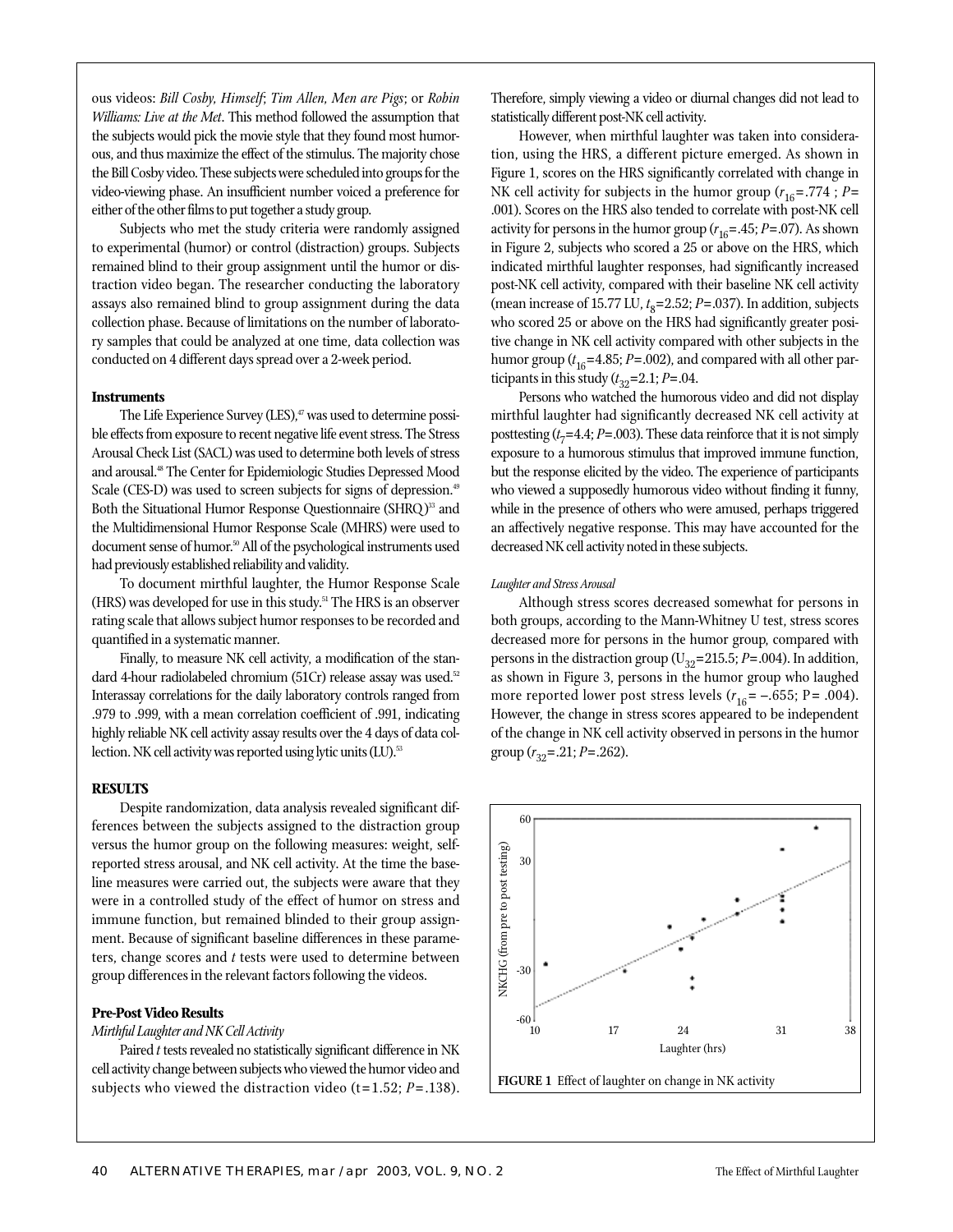ous videos: *Bill Cosby, Himself*; *Tim Allen, Men are Pigs*; or *Robin Williams: Live at the Met*. This method followed the assumption that the subjects would pick the movie style that they found most humorous, and thus maximize the effect of the stimulus. The majority chose the Bill Cosby video. These subjects were scheduled into groups for the video-viewing phase. An insufficient number voiced a preference for either of the other films to put together a study group.

Subjects who met the study criteria were randomly assigned to experimental (humor) or control (distraction) groups. Subjects remained blind to their group assignment until the humor or distraction video began. The researcher conducting the laboratory assays also remained blind to group assignment during the data collection phase. Because of limitations on the number of laboratory samples that could be analyzed at one time, data collection was conducted on 4 different days spread over a 2-week period.

### Instruments

The Life Experience Survey (LES),[47] was used to determine possible effects from exposure to recent negative life event stress. The Stress Arousal Check List (SACL) was used to determine both levels of stress and arousal.[48] The Center for Epidemiologic Studies Depressed Mood Scale (CES-D) was used to screen subjects for signs of depression.[49] Both the Situational Humor Response Questionnaire (SHRQ)[33] and the Multidimensional Humor Response Scale (MHRS) were used to document sense of humor.[50] All of the psychological instruments used had previously established reliability and validity.

To document mirthful laughter, the Humor Response Scale (HRS) was developed for use in this study.[51] The HRS is an observer rating scale that allows subject humor responses to be recorded and quantified in a systematic manner.

Finally, to measure NK cell activity, a modification of the standard 4-hour radiolabeled chromium (51Cr) release assay was used.[52] Interassay correlations for the daily laboratory controls ranged from .979 to .999, with a mean correlation coefficient of .991, indicating highly reliable NK cell activity assay results over the 4 days of data collection. NK cell activity was reported using lytic units (LU).[53]

## RESULTS

Despite randomization, data analysis revealed significant differences between the subjects assigned to the distraction group versus the humor group on the following measures: weight, self-reported stress arousal, and NK cell activity. At the time the baseline measures were carried out, the subjects were aware that they were in a controlled study of the effect of humor on stress and immune function, but remained blinded to their group assignment. Because of significant baseline differences in these parameters, change scores and *t* tests were used to determine between group differences in the relevant factors following the videos.

### Pre-Post Video Results

#### *Mirthful Laughter and NK Cell Activity*

Paired *t* tests revealed no statistically significant difference in NK cell activity change between subjects who viewed the humor video and subjects who viewed the distraction video ($t$=1.52; $P$=.138). Therefore, simply viewing a video or diurnal changes did not lead to statistically different post-NK cell activity.

However, when mirthful laughter was taken into consideration, using the HRS, a different picture emerged. As shown in Figure 1, scores on the HRS significantly correlated with change in NK cell activity for subjects in the humor group ($r_{16}$=.774 ; $P$= .001). Scores on the HRS also tended to correlate with post-NK cell activity for persons in the humor group ($r_{16}$=.45; $P$=.07). As shown in Figure 2, subjects who scored a 25 or above on the HRS, which indicated mirthful laughter responses, had significantly increased post-NK cell activity, compared with their baseline NK cell activity (mean increase of 15.77 LU, $t_8$=2.52; $P$=.037). In addition, subjects who scored 25 or above on the HRS had significantly greater positive change in NK cell activity compared with other subjects in the humor group ($t_{16}$=4.85; $P$=.002), and compared with all other participants in this study ($t_{32}$=2.1; $P$=.04.

Persons who watched the humorous video and did not display mirthful laughter had significantly decreased NK cell activity at posttesting ($t_7$=4.4; $P$=.003). These data reinforce that it is not simply exposure to a humorous stimulus that improved immune function, but the response elicited by the video. The experience of participants who viewed a supposedly humorous video without finding it funny, while in the presence of others who were amused, perhaps triggered an affectively negative response. This may have accounted for the decreased NK cell activity noted in these subjects.

#### *Laughter and Stress Arousal*

Although stress scores decreased somewhat for persons in both groups, according to the Mann-Whitney U test, stress scores decreased more for persons in the humor group, compared with persons in the distraction group ($U_{32}$=215.5; $P$=.004). In addition, as shown in Figure 3, persons in the humor group who laughed more reported lower post stress levels ($r_{16}$= –.655; P= .004). However, the change in stress scores appeared to be independent of the change in NK cell activity observed in persons in the humor group ($r_{32}$=.21; $P$=.262).

**FIGURE 1** Effect of laughter on change in NK activity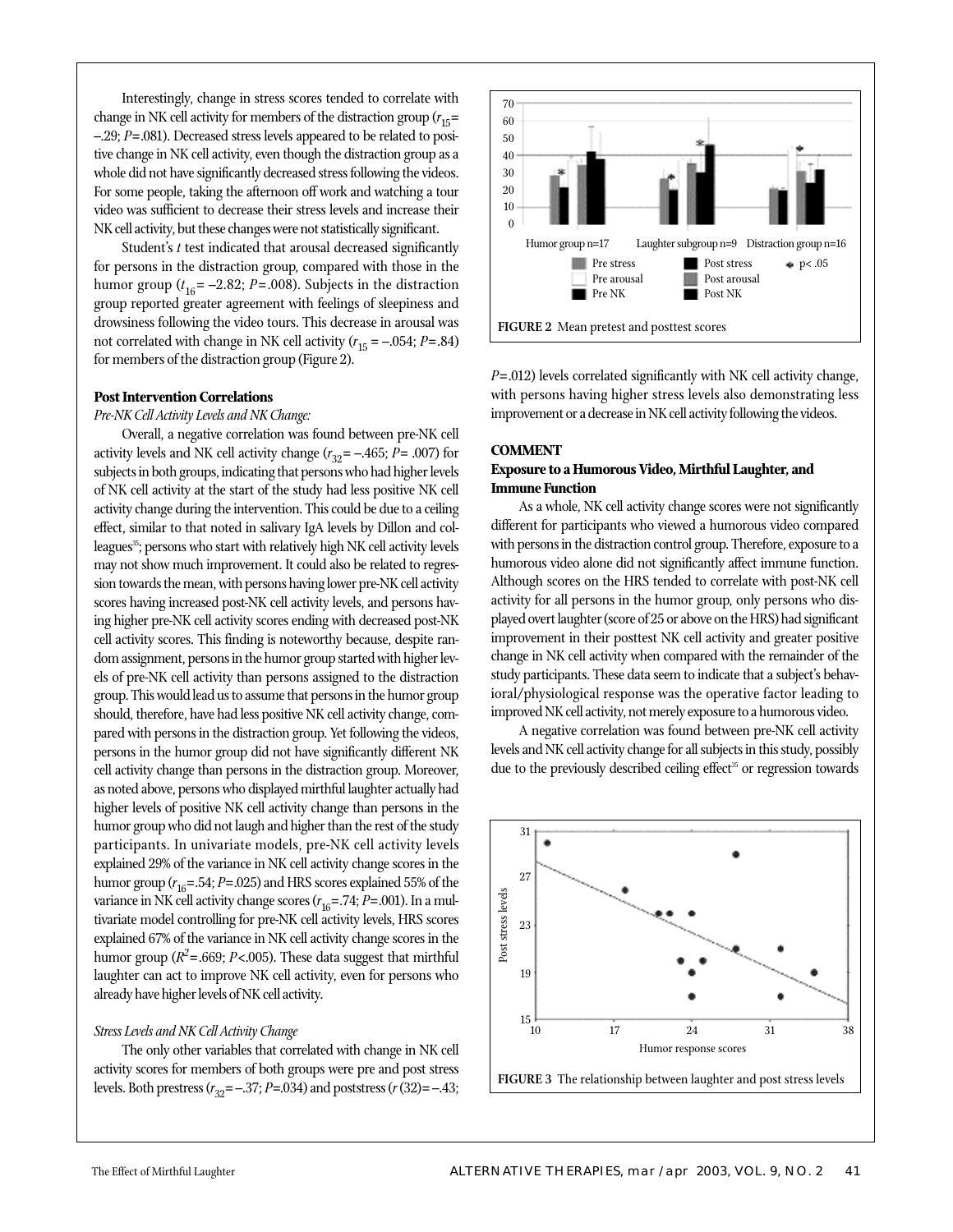Interestingly, change in stress scores tended to correlate with change in NK cell activity for members of the distraction group ($r_{15}$= –.29; $P$=.081). Decreased stress levels appeared to be related to positive change in NK cell activity, even though the distraction group as a whole did not have significantly decreased stress following the videos. For some people, taking the afternoon off work and watching a tour video was sufficient to decrease their stress levels and increase their NK cell activity, but these changes were not statistically significant.

Student's $t$ test indicated that arousal decreased significantly for persons in the distraction group, compared with those in the humor group ($t_{16}$= –2.82; $P$=.008). Subjects in the distraction group reported greater agreement with feelings of sleepiness and drowsiness following the video tours. This decrease in arousal was not correlated with change in NK cell activity ($r_{15}$ = –.054; $P$=.84) for members of the distraction group (Figure 2).

**Post Intervention Correlations**

*Pre-NK Cell Activity Levels and NK Change:*

Overall, a negative correlation was found between pre-NK cell activity levels and NK cell activity change ($r_{32}$= –.465; $P$= .007) for subjects in both groups, indicating that persons who had higher levels of NK cell activity at the start of the study had less positive NK cell activity change during the intervention. This could be due to a ceiling effect, similar to that noted in salivary IgA levels by Dillon and colleagues[35]; persons who start with relatively high NK cell activity levels may not show much improvement. It could also be related to regression towards the mean, with persons having lower pre-NK cell activity scores having increased post-NK cell activity levels, and persons having higher pre-NK cell activity scores ending with decreased post-NK cell activity scores. This finding is noteworthy because, despite random assignment, persons in the humor group started with higher levels of pre-NK cell activity than persons assigned to the distraction group. This would lead us to assume that persons in the humor group should, therefore, have had less positive NK cell activity change, compared with persons in the distraction group. Yet following the videos, persons in the humor group did not have significantly different NK cell activity change than persons in the distraction group. Moreover, as noted above, persons who displayed mirthful laughter actually had higher levels of positive NK cell activity change than persons in the humor group who did not laugh and higher than the rest of the study participants. In univariate models, pre-NK cell activity levels explained 29% of the variance in NK cell activity change scores in the humor group ($r_{16}$=.54; $P$=.025) and HRS scores explained 55% of the variance in NK cell activity change scores ($r_{16}$=.74; $P$=.001). In a multivariate model controlling for pre-NK cell activity levels, HRS scores explained 67% of the variance in NK cell activity change scores in the humor group ($R^2$=.669; $P$<.005). These data suggest that mirthful laughter can act to improve NK cell activity, even for persons who already have higher levels of NK cell activity.

*Stress Levels and NK Cell Activity Change*

The only other variables that correlated with change in NK cell activity scores for members of both groups were pre and post stress levels. Both prestress ($r_{32}$=–.37; $P$=.034) and poststress ($r$(32)=–.43; $P$=.012) levels correlated significantly with NK cell activity change, with persons having higher stress levels also demonstrating less improvement or a decrease in NK cell activity following the videos.

**FIGURE 2** Mean pretest and posttest scores

## COMMENT

**Exposure to a Humorous Video, Mirthful Laughter, and Immune Function**

As a whole, NK cell activity change scores were not significantly different for participants who viewed a humorous video compared with persons in the distraction control group. Therefore, exposure to a humorous video alone did not significantly affect immune function. Although scores on the HRS tended to correlate with post-NK cell activity for all persons in the humor group, only persons who displayed overt laughter (score of 25 or above on the HRS) had significant improvement in their posttest NK cell activity and greater positive change in NK cell activity when compared with the remainder of the study participants. These data seem to indicate that a subject's behavioral/physiological response was the operative factor leading to improved NK cell activity, not merely exposure to a humorous video.

A negative correlation was found between pre-NK cell activity levels and NK cell activity change for all subjects in this study, possibly due to the previously described ceiling effect[35] or regression towards

**FIGURE 3** The relationship between laughter and post stress levels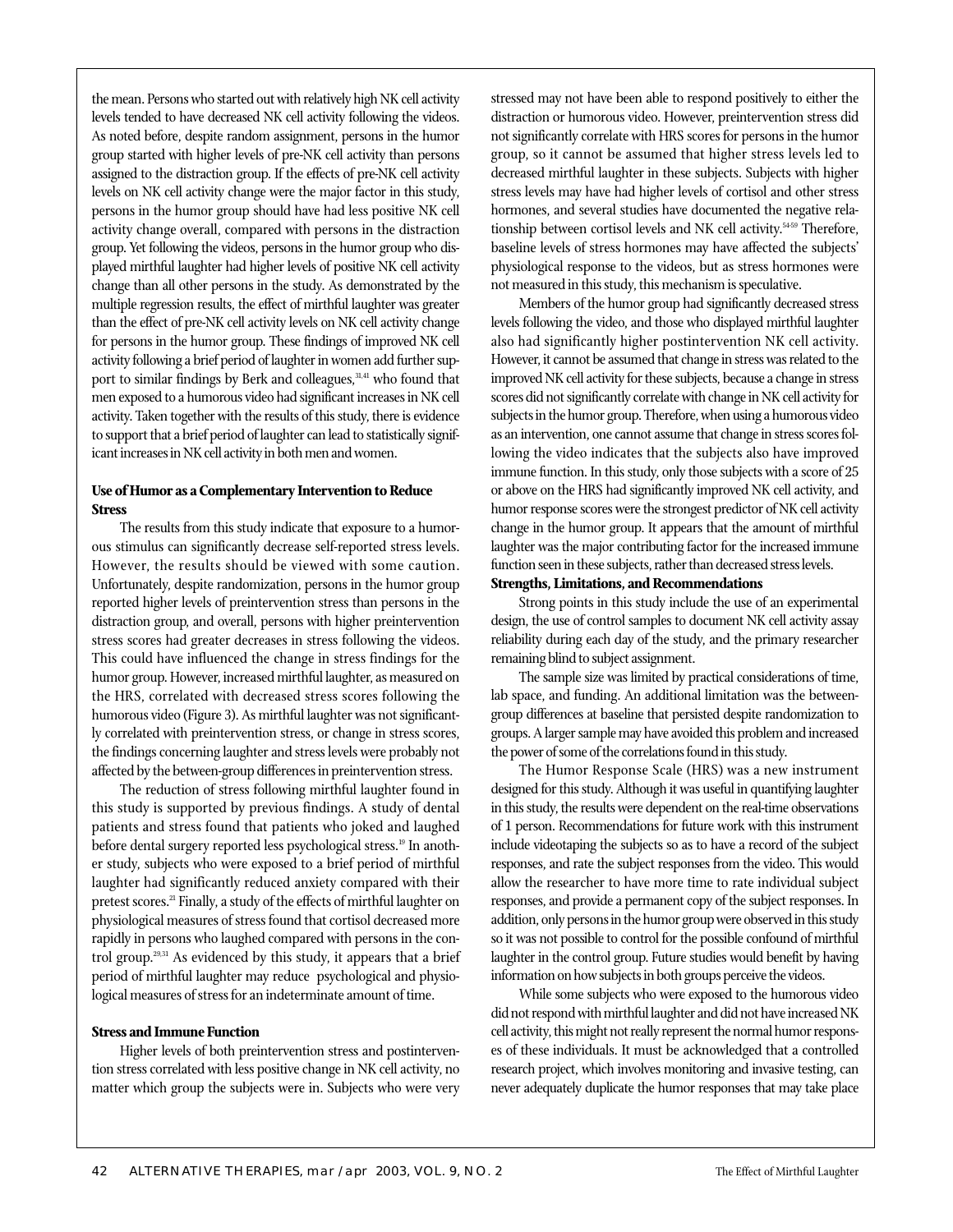the mean. Persons who started out with relatively high NK cell activity levels tended to have decreased NK cell activity following the videos. As noted before, despite random assignment, persons in the humor group started with higher levels of pre-NK cell activity than persons assigned to the distraction group. If the effects of pre-NK cell activity levels on NK cell activity change were the major factor in this study, persons in the humor group should have had less positive NK cell activity change overall, compared with persons in the distraction group. Yet following the videos, persons in the humor group who displayed mirthful laughter had higher levels of positive NK cell activity change than all other persons in the study. As demonstrated by the multiple regression results, the effect of mirthful laughter was greater than the effect of pre-NK cell activity levels on NK cell activity change for persons in the humor group. These findings of improved NK cell activity following a brief period of laughter in women add further support to similar findings by Berk and colleagues,[31,41] who found that men exposed to a humorous video had significant increases in NK cell activity. Taken together with the results of this study, there is evidence to support that a brief period of laughter can lead to statistically significant increases in NK cell activity in both men and women.

### Use of Humor as a Complementary Intervention to Reduce Stress

The results from this study indicate that exposure to a humorous stimulus can significantly decrease self-reported stress levels. However, the results should be viewed with some caution. Unfortunately, despite randomization, persons in the humor group reported higher levels of preintervention stress than persons in the distraction group, and overall, persons with higher preintervention stress scores had greater decreases in stress following the videos. This could have influenced the change in stress findings for the humor group. However, increased mirthful laughter, as measured on the HRS, correlated with decreased stress scores following the humorous video (Figure 3). As mirthful laughter was not significantly correlated with preintervention stress, or change in stress scores, the findings concerning laughter and stress levels were probably not affected by the between-group differences in preintervention stress.

The reduction of stress following mirthful laughter found in this study is supported by previous findings. A study of dental patients and stress found that patients who joked and laughed before dental surgery reported less psychological stress.[19] In another study, subjects who were exposed to a brief period of mirthful laughter had significantly reduced anxiety compared with their pretest scores.[21] Finally, a study of the effects of mirthful laughter on physiological measures of stress found that cortisol decreased more rapidly in persons who laughed compared with persons in the control group.[29,31] As evidenced by this study, it appears that a brief period of mirthful laughter may reduce psychological and physiological measures of stress for an indeterminate amount of time.

### Stress and Immune Function

Higher levels of both preintervention stress and postintervention stress correlated with less positive change in NK cell activity, no matter which group the subjects were in. Subjects who were very stressed may not have been able to respond positively to either the distraction or humorous video. However, preintervention stress did not significantly correlate with HRS scores for persons in the humor group, so it cannot be assumed that higher stress levels led to decreased mirthful laughter in these subjects. Subjects with higher stress levels may have had higher levels of cortisol and other stress hormones, and several studies have documented the negative relationship between cortisol levels and NK cell activity.[54-59] Therefore, baseline levels of stress hormones may have affected the subjects' physiological response to the videos, but as stress hormones were not measured in this study, this mechanism is speculative.

Members of the humor group had significantly decreased stress levels following the video, and those who displayed mirthful laughter also had significantly higher postintervention NK cell activity. However, it cannot be assumed that change in stress was related to the improved NK cell activity for these subjects, because a change in stress scores did not significantly correlate with change in NK cell activity for subjects in the humor group. Therefore, when using a humorous video as an intervention, one cannot assume that change in stress scores following the video indicates that the subjects also have improved immune function. In this study, only those subjects with a score of 25 or above on the HRS had significantly improved NK cell activity, and humor response scores were the strongest predictor of NK cell activity change in the humor group. It appears that the amount of mirthful laughter was the major contributing factor for the increased immune function seen in these subjects, rather than decreased stress levels.

### Strengths, Limitations, and Recommendations

Strong points in this study include the use of an experimental design, the use of control samples to document NK cell activity assay reliability during each day of the study, and the primary researcher remaining blind to subject assignment.

The sample size was limited by practical considerations of time, lab space, and funding. An additional limitation was the between-group differences at baseline that persisted despite randomization to groups. A larger sample may have avoided this problem and increased the power of some of the correlations found in this study.

The Humor Response Scale (HRS) was a new instrument designed for this study. Although it was useful in quantifying laughter in this study, the results were dependent on the real-time observations of 1 person. Recommendations for future work with this instrument include videotaping the subjects so as to have a record of the subject responses, and rate the subject responses from the video. This would allow the researcher to have more time to rate individual subject responses, and provide a permanent copy of the subject responses. In addition, only persons in the humor group were observed in this study so it was not possible to control for the possible confound of mirthful laughter in the control group. Future studies would benefit by having information on how subjects in both groups perceive the videos.

While some subjects who were exposed to the humorous video did not respond with mirthful laughter and did not have increased NK cell activity, this might not really represent the normal humor responses of these individuals. It must be acknowledged that a controlled research project, which involves monitoring and invasive testing, can never adequately duplicate the humor responses that may take place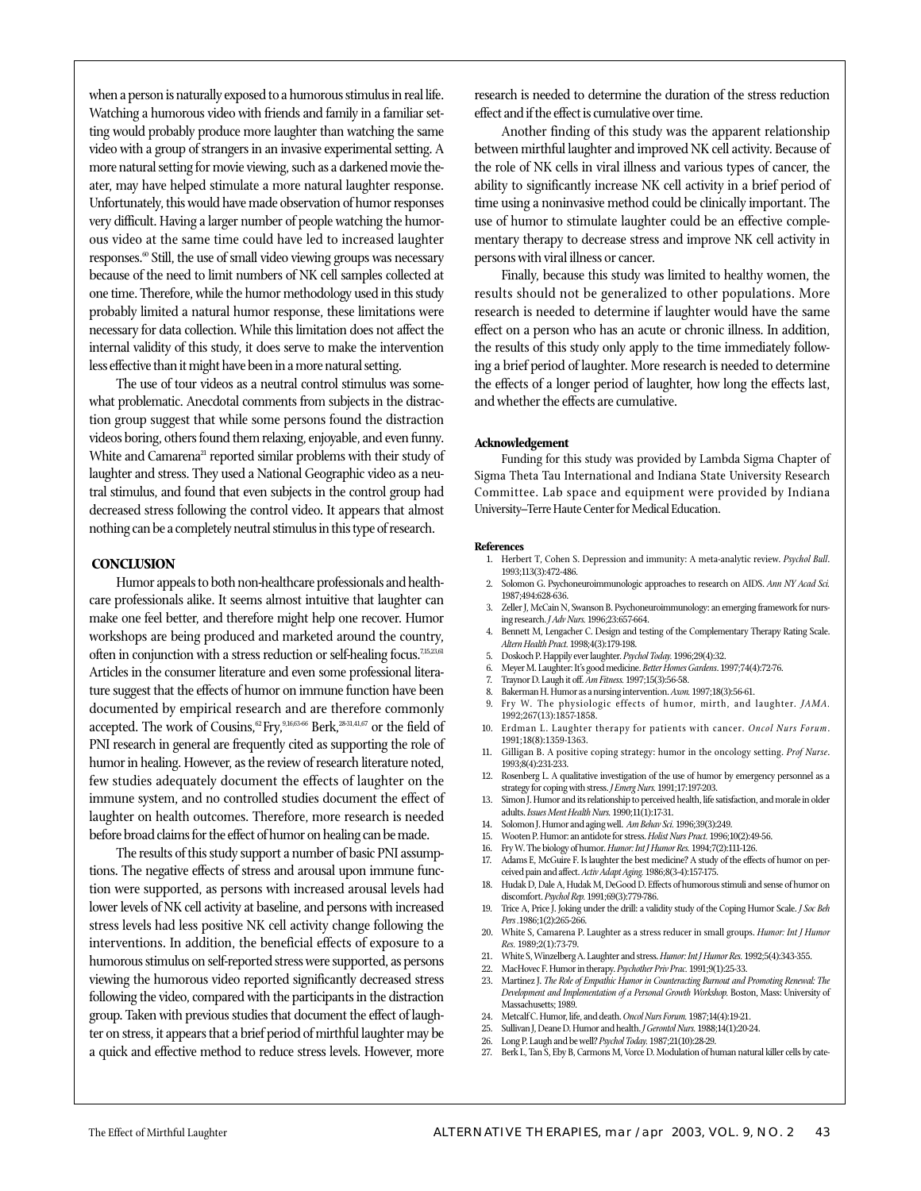when a person is naturally exposed to a humorous stimulus in real life. Watching a humorous video with friends and family in a familiar setting would probably produce more laughter than watching the same video with a group of strangers in an invasive experimental setting. A more natural setting for movie viewing, such as a darkened movie theater, may have helped stimulate a more natural laughter response. Unfortunately, this would have made observation of humor responses very difficult. Having a larger number of people watching the humorous video at the same time could have led to increased laughter responses.[60] Still, the use of small video viewing groups was necessary because of the need to limit numbers of NK cell samples collected at one time. Therefore, while the humor methodology used in this study probably limited a natural humor response, these limitations were necessary for data collection. While this limitation does not affect the internal validity of this study, it does serve to make the intervention less effective than it might have been in a more natural setting.

The use of tour videos as a neutral control stimulus was somewhat problematic. Anecdotal comments from subjects in the distraction group suggest that while some persons found the distraction videos boring, others found them relaxing, enjoyable, and even funny. White and Camarena[21] reported similar problems with their study of laughter and stress. They used a National Geographic video as a neutral stimulus, and found that even subjects in the control group had decreased stress following the control video. It appears that almost nothing can be a completely neutral stimulus in this type of research.

## CONCLUSION

Humor appeals to both non-healthcare professionals and healthcare professionals alike. It seems almost intuitive that laughter can make one feel better, and therefore might help one recover. Humor workshops are being produced and marketed around the country, often in conjunction with a stress reduction or self-healing focus.[7,15,23,61] Articles in the consumer literature and even some professional literature suggest that the effects of humor on immune function have been documented by empirical research and are therefore commonly accepted. The work of Cousins,[62] Fry,[9,16,63-66] Berk,[28-31,41,67] or the field of PNI research in general are frequently cited as supporting the role of humor in healing. However, as the review of research literature noted, few studies adequately document the effects of laughter on the immune system, and no controlled studies document the effect of laughter on health outcomes. Therefore, more research is needed before broad claims for the effect of humor on healing can be made.

The results of this study support a number of basic PNI assumptions. The negative effects of stress and arousal upon immune function were supported, as persons with increased arousal levels had lower levels of NK cell activity at baseline, and persons with increased stress levels had less positive NK cell activity change following the interventions. In addition, the beneficial effects of exposure to a humorous stimulus on self-reported stress were supported, as persons viewing the humorous video reported significantly decreased stress following the video, compared with the participants in the distraction group. Taken with previous studies that document the effect of laughter on stress, it appears that a brief period of mirthful laughter may be a quick and effective method to reduce stress levels. However, more research is needed to determine the duration of the stress reduction effect and if the effect is cumulative over time.

Another finding of this study was the apparent relationship between mirthful laughter and improved NK cell activity. Because of the role of NK cells in viral illness and various types of cancer, the ability to significantly increase NK cell activity in a brief period of time using a noninvasive method could be clinically important. The use of humor to stimulate laughter could be an effective complementary therapy to decrease stress and improve NK cell activity in persons with viral illness or cancer.

Finally, because this study was limited to healthy women, the results should not be generalized to other populations. More research is needed to determine if laughter would have the same effect on a person who has an acute or chronic illness. In addition, the results of this study only apply to the time immediately following a brief period of laughter. More research is needed to determine the effects of a longer period of laughter, how long the effects last, and whether the effects are cumulative.

### Acknowledgement

Funding for this study was provided by Lambda Sigma Chapter of Sigma Theta Tau International and Indiana State University Research Committee. Lab space and equipment were provided by Indiana University–Terre Haute Center for Medical Education.

### References

1. Herbert T, Cohen S. Depression and immunity: A meta-analytic review. *Psychol Bull*. 1993;113(3):472-486.
2. Solomon G. Psychoneuroimmunologic approaches to research on AIDS. *Ann NY Acad Sci.* 1987;494:628-636.
3. Zeller J, McCain N, Swanson B. Psychoneuroimmunology: an emerging framework for nursing research. *J Adv Nurs.* 1996;23:657-664.
4. Bennett M, Lengacher C. Design and testing of the Complementary Therapy Rating Scale. *Altern Health Pract*. 1998;4(3):179-198.
5. Doskoch P. Happily ever laughter. *Psychol Today.* 1996;29(4):32.
6. Meyer M. Laughter: It's good medicine. *Better Homes Gardens*. 1997;74(4):72-76.
7. Traynor D. Laugh it off. *Am Fitness.* 1997;15(3):56-58.
8. Bakerman H. Humor as a nursing intervention. *Axon.* 1997;18(3):56-61.
9. Fry W. The physiologic effects of humor, mirth, and laughter. *JAMA*. 1992;267(13):1857-1858.
10. Erdman L. Laughter therapy for patients with cancer. *Oncol Nurs Forum*. 1991;18(8):1359-1363.
11. Gilligan B. A positive coping strategy: humor in the oncology setting. *Prof Nurse*. 1993;8(4):231-233.
12. Rosenberg L. A qualitative investigation of the use of humor by emergency personnel as a strategy for coping with stress. *J Emerg Nurs.* 1991;17:197-203.
13. Simon J. Humor and its relationship to perceived health, life satisfaction, and morale in older adults. *Issues Ment Health Nurs.* 1990;11(1):17-31.
14. Solomon J. Humor and aging well. *Am Behav Sci.* 1996;39(3):249.
15. Wooten P. Humor: an antidote for stress. *Holist Nurs Pract.* 1996;10(2):49-56.
16. Fry W. The biology of humor. *Humor: Int J Humor Res.* 1994;7(2):111-126.
17. Adams E, McGuire F. Is laughter the best medicine? A study of the effects of humor on perceived pain and affect. *Activ Adapt Aging.* 1986;8(3-4):157-175.
18. Hudak D, Dale A, Hudak M, DeGood D. Effects of humorous stimuli and sense of humor on discomfort. *Psychol Rep.* 1991;69(3):779-786.
19. Trice A, Price J. Joking under the drill: a validity study of the Coping Humor Scale. *J Soc Beh Pers*. 1986;1(2):265-266.
20. White S, Camarena P. Laughter as a stress reducer in small groups. *Humor: Int J Humor Res.* 1989;2(1):73-79.
21. White S, Winzelberg A. Laughter and stress. *Humor: Int J Humor Res.* 1992;5(4):343-355.
22. MacHovec F. Humor in therapy. *Psychother Priv Prac.* 1991;9(1):25-33.
23. Martinez J. *The Role of Empathic Humor in Counteracting Burnout and Promoting Renewal: The Development and Implementation of a Personal Growth Workshop.* Boston, Mass: University of Massachusetts; 1989.
24. Metcalf C. Humor, life, and death. *Oncol Nurs Forum.* 1987;14(4):19-21.
25. Sullivan J, Deane D. Humor and health. *J Gerontol Nurs.* 1988;14(1):20-24.
26. Long P. Laugh and be well? *Psychol Today.* 1987;21(10):28-29.
27. Berk L, Tan S, Eby B, Carmons M, Vorce D. Modulation of human natural killer cells by cate-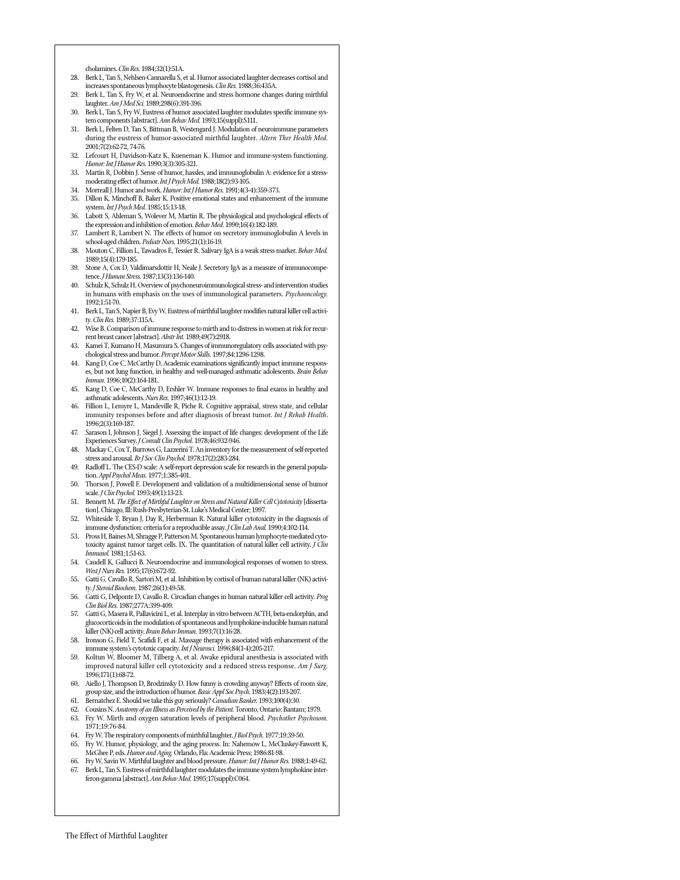cholamines. *Clin Res.* 1984;32(1):51A.

28. Berk L, Tan S, Nehlsen-Cannarella S, et al. Humor associated laughter decreases cortisol and increases spontaneous lymphocyte blastogenesis. *Clin Res.* 1988;36:435A.
29. Berk L, Tan S, Fry W, et al. Neuroendocrine and stress hormone changes during mirthful laughter. *Am J Med Sci.* 1989;298(6):391-396.
30. Berk L, Tan S, Fry W. Eustress of humor associated laughter modulates specific immune system components [abstract]. *Ann Behav Med.* 1993;15(suppl):S111.
31. Berk L, Felten D, Tan S, Bittman B, Westengard J. Modulation of neuroimmune parameters during the eustress of humor-associated mirthful laughter. *Altern Ther Health Med.* 2001;7(2):62-72, 74-76.
32. Lefcourt H, Davidson-Katz K, Kueneman K. Humor and immune-system functioning. *Humor: Int J Humor Res.* 1990;3(3):305-321.
33. Martin R, Dobbin J. Sense of humor, hassles, and immunoglobulin A: evidence for a stress-moderating effect of humor. *Int J Psych Med.* 1988;18(2):93-105.
34. Morreall J. Humor and work. *Humor: Int J Humor Res.* 1991;4(3-4):359-373.
35. Dillon K, Minchoff B, Baker K. Positive emotional states and enhancement of the immune system. *Int J Psych Med.* 1985;15:13-18.
36. Labott S, Ahleman S, Wolever M, Martin R. The physiological and psychological effects of the expression and inhibition of emotion. *Behav Med.* 1990;16(4):182-189.
37. Lambert R, Lambert N. The effects of humor on secretory immunoglobulin A levels in school-aged children. *Pediatr Nurs.* 1995;21(1):16-19.
38. Mouton C, Fillion L, Tawadros E, Tessier R. Salivary IgA is a weak stress marker. *Behav Med.* 1989;15(4):179-185.
39. Stone A, Cox D, Valdimarsdottir H, Neale J. Secretory IgA as a measure of immunocompetence. *J Human Stress.* 1987;13(3):136-140.
40. Schulz K, Schulz H. Overview of psychoneuroimmunological stress- and intervention studies in humans with emphasis on the uses of immunological parameters. *Psychooncology.* 1992;1:51-70.
41. Berk L, Tan S, Napier B, Evy W. Eustress of mirthful laughter modifies natural killer cell activity. *Clin Res.* 1989;37:115A.
42. Wise B. Comparison of immune response to mirth and to distress in women at risk for recurrent breast cancer [abstract]. *Abstr Int.* 1989;49(7):2918.
43. Kamei T, Kumano H, Masumura S. Changes of immunoregulatory cells associated with psychological stress and humor. *Percept Motor Skills.* 1997;84:1296-1298.
44. Kang D, Coe C, McCarthy D. Academic examinations significantly impact immune responses, but not lung function, in healthy and well-managed asthmatic adolescents. *Brain Behav Immun.* 1996;10(2):164-181.
45. Kang D, Coe C, McCarthy D, Ershler W. Immune responses to final exams in healthy and asthmatic adolescents. *Nurs Res.* 1997;46(1):12-19.
46. Fillion L, Lemyre L, Mandeville R, Piche R. Cognitive appraisal, stress state, and cellular immunity responses before and after diagnosis of breast tumor. *Int J Rehab Health.* 1996;2(3):169-187.
47. Sarason I, Johnson J, Siegel J. Assessing the impact of life changes: development of the Life Experiences Survey. *J Consult Clin Psychol.* 1978;46:932-946.
48. Mackay C, Cox T, Burrows G, Lazzerini T. An inventory for the measurement of self-reported stress and arousal. *Br J Soc Clin Psychol.* 1978;17(2):283-284.
49. Radloff L. The CES-D scale: A self-report depression scale for research in the general population. *Appl Psychol Meas.* 1977;1:385-401.
50. Thorson J, Powell F. Development and validation of a multidimensional sense of humor scale. *J Clin Psychol.* 1993;49(1):13-23.
51. Bennett M. *The Effect of Mirthful Laughter on Stress and Natural Killer Cell Cytotoxicity* [dissertation]. Chicago, Ill: Rush-Presbyterian-St. Luke's Medical Center; 1997.
52. Whiteside T, Bryan J, Day R, Herberman R. Natural killer cytotoxicity in the diagnosis of immune dysfunction: criteria for a reproducible assay. *J Clin Lab Anal.* 1990;4:102-114.
53. Pross H, Baines M, Shragge P, Patterson M. Spontaneous human lymphocyte-mediated cytotoxicity against tumor target cells. IX. The quantitation of natural killer cell activity. *J Clin Immunol.* 1981;1:51-63.
54. Caudell K, Gallucci B. Neuroendocrine and immunological responses of women to stress. *West J Nurs Res.* 1995;17(6):672-92.
55. Gatti G, Cavallo R, Sartori M, et al. Inhibition by cortisol of human natural killer (NK) activity. *J Steroid Biochem.* 1987;26(1):49-58.
56. Gatti G, Delponte D, Cavallo R. Circadian changes in human natural killer cell activity. *Prog Clin Biol Res.* 1987;277A:399-409.
57. Gatti G, Masera R, Pallavicini L, et al. Interplay in vitro between ACTH, beta-endorphin, and glucocorticoids in the modulation of spontaneous and lymphokine-inducible human natural killer (NK) cell activity. *Brain Behav Immun.* 1993;7(1):16-28.
58. Ironson G, Field T, Scafidi F, et al. Massage therapy is associated with enhancement of the immune system's cytotoxic capacity. *Int J Neurosci.* 1996;84(1-4):205-217.
59. Koltun W, Bloomer M, Tilberg A, et al. Awake epidural anesthesia is associated with improved natural killer cell cytotoxicity and a reduced stress response. *Am J Surg.* 1996;171(1):68-72.
60. Aiello J, Thompson D, Brodzinsky D. How funny is crowding anyway? Effects of room size, group size, and the introduction of humor. *Basic Appl Soc Psych.* 1983;4(2):193-207.
61. Bernatchez E. Should we take this guy seriously? *Canadian Banker.* 1993;100(4):30.
62. Cousins N. *Anatomy of an Illness as Perceived by the Patient.* Toronto, Ontario: Bantam; 1979.
63. Fry W. Mirth and oxygen saturation levels of peripheral blood. *Psychother Psychosom.* 1971;19:76-84.
64. Fry W. The respiratory components of mirthful laughter. *J Biol Psych.* 1977;19:39-50.
65. Fry W. Humor, physiology, and the aging process. In: Nahemow L, McCluskey-Fawcett K, McGhee P, eds. *Humor and Aging.* Orlando, Fla: Academic Press; 1986:81-98.
66. Fry W, Savin W. Mirthful laughter and blood pressure. *Humor: Int J Humor Res.* 1988;1:49-62.
67. Berk L, Tan S. Eustress of mirthful laughter modulates the immune system lymphokine interferon-gamma [abstract]. *Ann Behav Med.* 1995;17(suppl):C064.